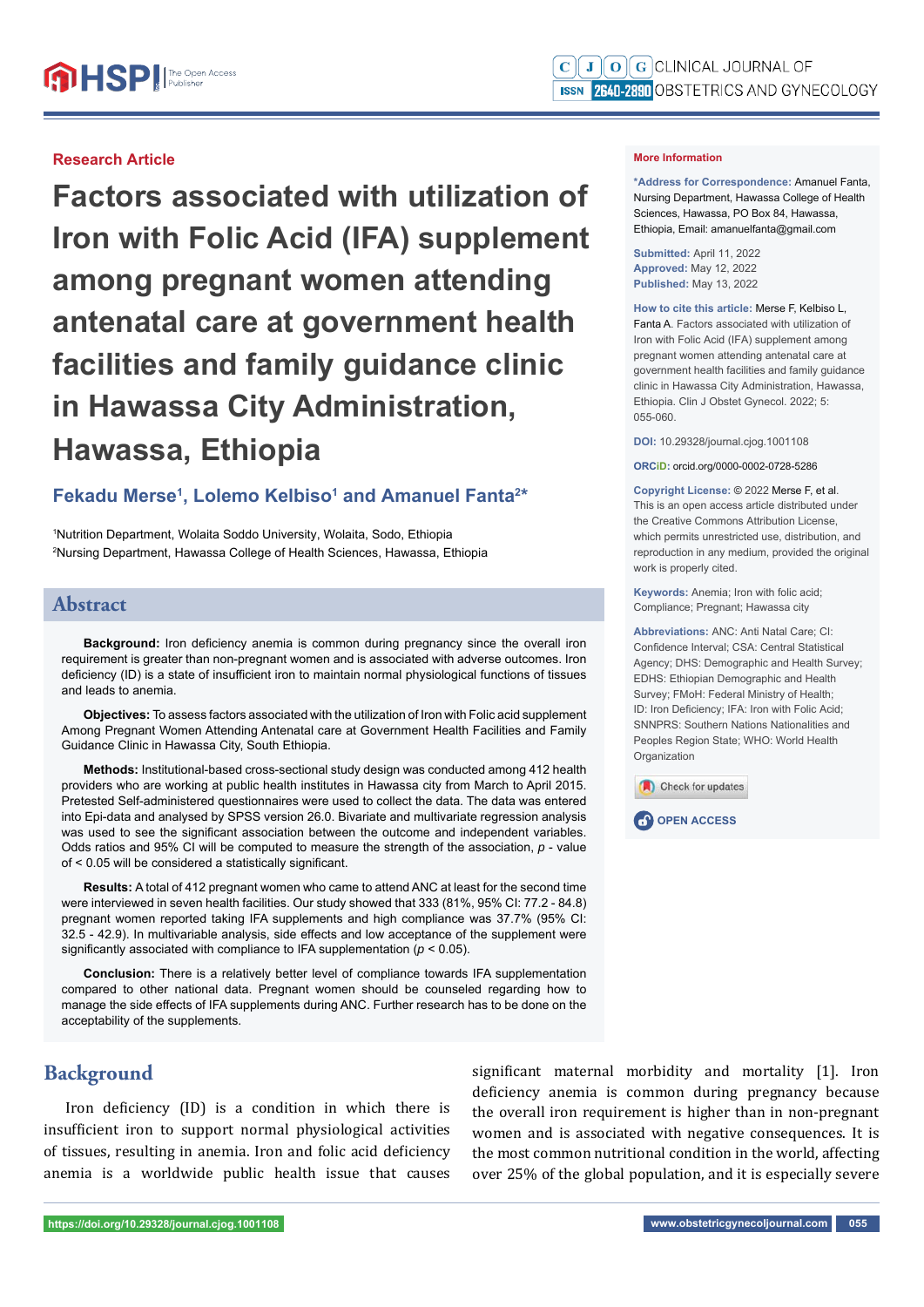Research Article

# Factors associated with utilization of Iron with Folic Acid (IFA) supplement among pregnant women attending antenatal care at government health facilities and family guidance clinic in Hawassa City Administration, Hawassa, Ethiopia

**Fekadu Merse[1], Lolemo Kelbiso[1] and Amanuel Fanta[2]***

[1]Nutrition Department, Wolaita Soddo University, Wolaita, Sodo, Ethiopia
[2]Nursing Department, Hawassa College of Health Sciences, Hawassa, Ethiopia

## Abstract

**Background:** Iron deficiency anemia is common during pregnancy since the overall iron requirement is greater than non-pregnant women and is associated with adverse outcomes. Iron deficiency (ID) is a state of insufficient iron to maintain normal physiological functions of tissues and leads to anemia.

**Objectives:** To assess factors associated with the utilization of Iron with Folic acid supplement Among Pregnant Women Attending Antenatal care at Government Health Facilities and Family Guidance Clinic in Hawassa City, South Ethiopia.

**Methods:** Institutional-based cross-sectional study design was conducted among 412 health providers who are working at public health institutes in Hawassa city from March to April 2015. Pretested Self-administered questionnaires were used to collect the data. The data was entered into Epi-data and analysed by SPSS version 26.0. Bivariate and multivariate regression analysis was used to see the significant association between the outcome and independent variables. Odds ratios and 95% CI will be computed to measure the strength of the association, *p* - value of < 0.05 will be considered a statistically significant.

**Results:** A total of 412 pregnant women who came to attend ANC at least for the second time were interviewed in seven health facilities. Our study showed that 333 (81%, 95% CI: 77.2 - 84.8) pregnant women reported taking IFA supplements and high compliance was 37.7% (95% CI: 32.5 - 42.9). In multivariable analysis, side effects and low acceptance of the supplement were significantly associated with compliance to IFA supplementation ($p < 0.05$).

**Conclusion:** There is a relatively better level of compliance towards IFA supplementation compared to other national data. Pregnant women should be counseled regarding how to manage the side effects of IFA supplements during ANC. Further research has to be done on the acceptability of the supplements.

**More Information**

**\*Address for Correspondence:** Amanuel Fanta, Nursing Department, Hawassa College of Health Sciences, Hawassa, PO Box 84, Hawassa, Ethiopia, Email: amanuelfanta@gmail.com

**Submitted:** April 11, 2022
**Approved:** May 12, 2022
**Published:** May 13, 2022

**How to cite this article:** Merse F, Kelbiso L, Fanta A. Factors associated with utilization of Iron with Folic Acid (IFA) supplement among pregnant women attending antenatal care at government health facilities and family guidance clinic in Hawassa City Administration, Hawassa, Ethiopia. Clin J Obstet Gynecol. 2022; 5: 055-060.

**DOI:** 10.29328/journal.cjog.1001108

**ORCiD:** orcid.org/0000-0002-0728-5286

**Copyright License:** © 2022 Merse F, et al. This is an open access article distributed under the Creative Commons Attribution License, which permits unrestricted use, distribution, and reproduction in any medium, provided the original work is properly cited.

**Keywords:** Anemia; Iron with folic acid; Compliance; Pregnant; Hawassa city

**Abbreviations:** ANC: Anti Natal Care; CI: Confidence Interval; CSA: Central Statistical Agency; DHS: Demographic and Health Survey; EDHS: Ethiopian Demographic and Health Survey; FMoH: Federal Ministry of Health; ID: Iron Deficiency; IFA: Iron with Folic Acid; SNNPRS: Southern Nations Nationalities and Peoples Region State; WHO: World Health Organization

## Background

Iron deficiency (ID) is a condition in which there is insufficient iron to support normal physiological activities of tissues, resulting in anemia. Iron and folic acid deficiency anemia is a worldwide public health issue that causes significant maternal morbidity and mortality [1]. Iron deficiency anemia is common during pregnancy because the overall iron requirement is higher than in non-pregnant women and is associated with negative consequences. It is the most common nutritional condition in the world, affecting over 25% of the global population, and it is especially severe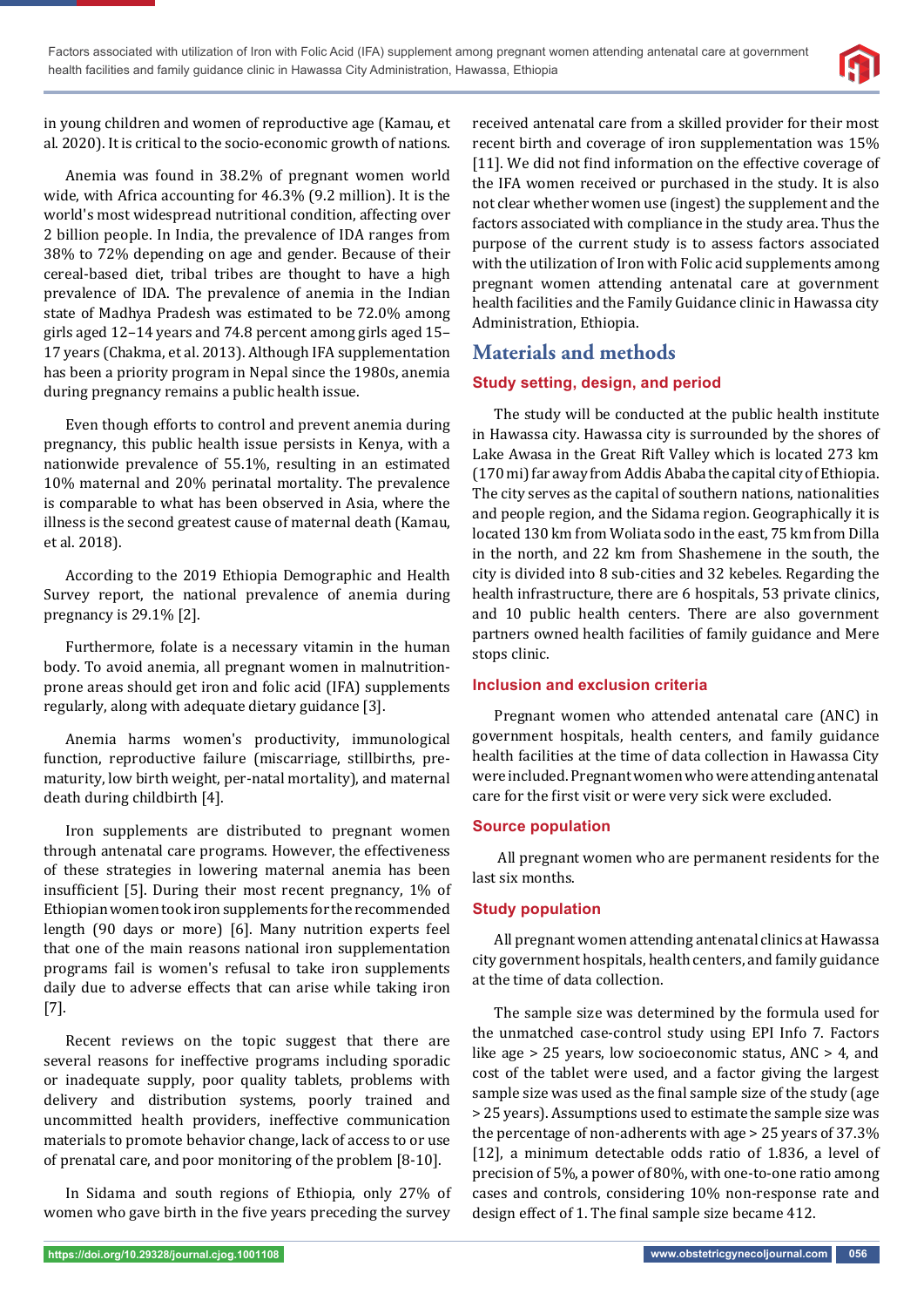in young children and women of reproductive age (Kamau, et al. 2020). It is critical to the socio-economic growth of nations.

Anemia was found in 38.2% of pregnant women world wide, with Africa accounting for 46.3% (9.2 million). It is the world's most widespread nutritional condition, affecting over 2 billion people. In India, the prevalence of IDA ranges from 38% to 72% depending on age and gender. Because of their cereal-based diet, tribal tribes are thought to have a high prevalence of IDA. The prevalence of anemia in the Indian state of Madhya Pradesh was estimated to be 72.0% among girls aged 12–14 years and 74.8 percent among girls aged 15–17 years (Chakma, et al. 2013). Although IFA supplementation has been a priority program in Nepal since the 1980s, anemia during pregnancy remains a public health issue.

Even though efforts to control and prevent anemia during pregnancy, this public health issue persists in Kenya, with a nationwide prevalence of 55.1%, resulting in an estimated 10% maternal and 20% perinatal mortality. The prevalence is comparable to what has been observed in Asia, where the illness is the second greatest cause of maternal death (Kamau, et al. 2018).

According to the 2019 Ethiopia Demographic and Health Survey report, the national prevalence of anemia during pregnancy is 29.1% [2].

Furthermore, folate is a necessary vitamin in the human body. To avoid anemia, all pregnant women in malnutrition-prone areas should get iron and folic acid (IFA) supplements regularly, along with adequate dietary guidance [3].

Anemia harms women's productivity, immunological function, reproductive failure (miscarriage, stillbirths, pre-maturity, low birth weight, per-natal mortality), and maternal death during childbirth [4].

Iron supplements are distributed to pregnant women through antenatal care programs. However, the effectiveness of these strategies in lowering maternal anemia has been insufficient [5]. During their most recent pregnancy, 1% of Ethiopian women took iron supplements for the recommended length (90 days or more) [6]. Many nutrition experts feel that one of the main reasons national iron supplementation programs fail is women's refusal to take iron supplements daily due to adverse effects that can arise while taking iron [7].

Recent reviews on the topic suggest that there are several reasons for ineffective programs including sporadic or inadequate supply, poor quality tablets, problems with delivery and distribution systems, poorly trained and uncommitted health providers, ineffective communication materials to promote behavior change, lack of access to or use of prenatal care, and poor monitoring of the problem [8-10].

In Sidama and south regions of Ethiopia, only 27% of women who gave birth in the five years preceding the survey received antenatal care from a skilled provider for their most recent birth and coverage of iron supplementation was 15% [11]. We did not find information on the effective coverage of the IFA women received or purchased in the study. It is also not clear whether women use (ingest) the supplement and the factors associated with compliance in the study area. Thus the purpose of the current study is to assess factors associated with the utilization of Iron with Folic acid supplements among pregnant women attending antenatal care at government health facilities and the Family Guidance clinic in Hawassa city Administration, Ethiopia.

## Materials and methods

### Study setting, design, and period

The study will be conducted at the public health institute in Hawassa city. Hawassa city is surrounded by the shores of Lake Awasa in the Great Rift Valley which is located 273 km (170 mi) far away from Addis Ababa the capital city of Ethiopia. The city serves as the capital of southern nations, nationalities and people region, and the Sidama region. Geographically it is located 130 km from Woliata sodo in the east, 75 km from Dilla in the north, and 22 km from Shashemene in the south, the city is divided into 8 sub-cities and 32 kebeles. Regarding the health infrastructure, there are 6 hospitals, 53 private clinics, and 10 public health centers. There are also government partners owned health facilities of family guidance and Mere stops clinic.

### Inclusion and exclusion criteria

Pregnant women who attended antenatal care (ANC) in government hospitals, health centers, and family guidance health facilities at the time of data collection in Hawassa City were included. Pregnant women who were attending antenatal care for the first visit or were very sick were excluded.

### Source population

All pregnant women who are permanent residents for the last six months.

### Study population

All pregnant women attending antenatal clinics at Hawassa city government hospitals, health centers, and family guidance at the time of data collection.

The sample size was determined by the formula used for the unmatched case-control study using EPI Info 7. Factors like age > 25 years, low socioeconomic status, ANC > 4, and cost of the tablet were used, and a factor giving the largest sample size was used as the final sample size of the study (age > 25 years). Assumptions used to estimate the sample size was the percentage of non-adherents with age > 25 years of 37.3% [12], a minimum detectable odds ratio of 1.836, a level of precision of 5%, a power of 80%, with one-to-one ratio among cases and controls, considering 10% non-response rate and design effect of 1. The final sample size became 412.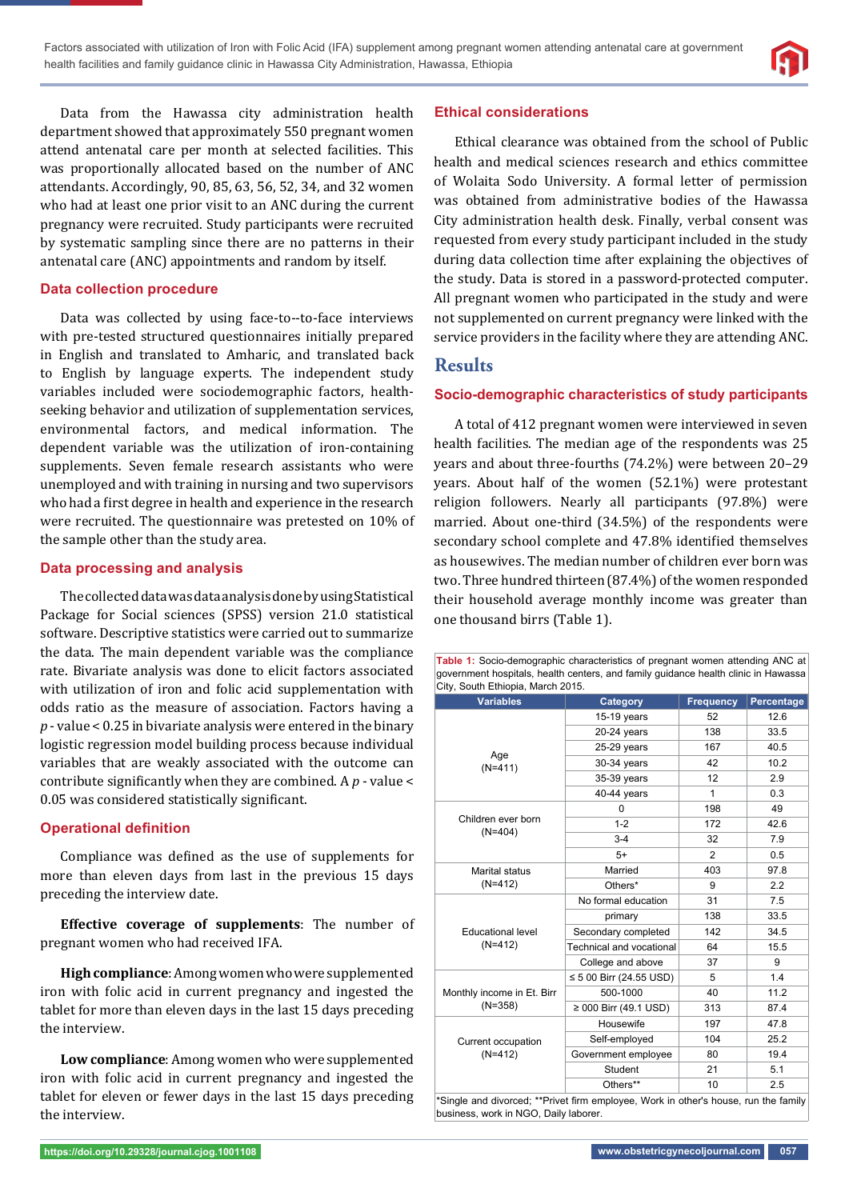Data from the Hawassa city administration health department showed that approximately 550 pregnant women attend antenatal care per month at selected facilities. This was proportionally allocated based on the number of ANC attendants. Accordingly, 90, 85, 63, 56, 52, 34, and 32 women who had at least one prior visit to an ANC during the current pregnancy were recruited. Study participants were recruited by systematic sampling since there are no patterns in their antenatal care (ANC) appointments and random by itself.

### Data collection procedure

Data was collected by using face-to--to-face interviews with pre-tested structured questionnaires initially prepared in English and translated to Amharic, and translated back to English by language experts. The independent study variables included were sociodemographic factors, health-seeking behavior and utilization of supplementation services, environmental factors, and medical information. The dependent variable was the utilization of iron-containing supplements. Seven female research assistants who were unemployed and with training in nursing and two supervisors who had a first degree in health and experience in the research were recruited. The questionnaire was pretested on 10% of the sample other than the study area.

### Data processing and analysis

The collected data was data analysis done by using Statistical Package for Social sciences (SPSS) version 21.0 statistical software. Descriptive statistics were carried out to summarize the data. The main dependent variable was the compliance rate. Bivariate analysis was done to elicit factors associated with utilization of iron and folic acid supplementation with odds ratio as the measure of association. Factors having a $p$ - value < 0.25 in bivariate analysis were entered in the binary logistic regression model building process because individual variables that are weakly associated with the outcome can contribute significantly when they are combined. A $p$ - value < 0.05 was considered statistically significant.

### Operational definition

Compliance was defined as the use of supplements for more than eleven days from last in the previous 15 days preceding the interview date.

**Effective coverage of supplements**: The number of pregnant women who had received IFA.

**High compliance**: Among women who were supplemented iron with folic acid in current pregnancy and ingested the tablet for more than eleven days in the last 15 days preceding the interview.

**Low compliance**: Among women who were supplemented iron with folic acid in current pregnancy and ingested the tablet for eleven or fewer days in the last 15 days preceding the interview.

### Ethical considerations

Ethical clearance was obtained from the school of Public health and medical sciences research and ethics committee of Wolaita Sodo University. A formal letter of permission was obtained from administrative bodies of the Hawassa City administration health desk. Finally, verbal consent was requested from every study participant included in the study during data collection time after explaining the objectives of the study. Data is stored in a password-protected computer. All pregnant women who participated in the study and were not supplemented on current pregnancy were linked with the service providers in the facility where they are attending ANC.

## Results

### Socio-demographic characteristics of study participants

A total of 412 pregnant women were interviewed in seven health facilities. The median age of the respondents was 25 years and about three-fourths (74.2%) were between 20–29 years. About half of the women (52.1%) were protestant religion followers. Nearly all participants (97.8%) were married. About one-third (34.5%) of the respondents were secondary school complete and 47.8% identified themselves as housewives. The median number of children ever born was two. Three hundred thirteen (87.4%) of the women responded their household average monthly income was greater than one thousand birrs (Table 1).

**Table 1:** Socio-demographic characteristics of pregnant women attending ANC at government hospitals, health centers, and family guidance health clinic in Hawassa City, South Ethiopia, March 2015.

| Variables | Category | Frequency | Percentage |
|---|---|---|---|
| Age (N=411) | 15-19 years | 52 | 12.6 |
| | 20-24 years | 138 | 33.5 |
| | 25-29 years | 167 | 40.5 |
| | 30-34 years | 42 | 10.2 |
| | 35-39 years | 12 | 2.9 |
| | 40-44 years | 1 | 0.3 |
| Children ever born (N=404) | 0 | 198 | 49 |
| | 1-2 | 172 | 42.6 |
| | 3-4 | 32 | 7.9 |
| | 5+ | 2 | 0.5 |
| Marital status (N=412) | Married | 403 | 97.8 |
| | Others* | 9 | 2.2 |
| Educational level (N=412) | No formal education | 31 | 7.5 |
| | primary | 138 | 33.5 |
| | Secondary completed | 142 | 34.5 |
| | Technical and vocational | 64 | 15.5 |
| | College and above | 37 | 9 |
| Monthly income in Et. Birr (N=358) | ≤ 5 00 Birr (24.55 USD) | 5 | 1.4 |
| | 500-1000 | 40 | 11.2 |
| | ≥ 000 Birr (49.1 USD) | 313 | 87.4 |
| Current occupation (N=412) | Housewife | 197 | 47.8 |
| | Self-employed | 104 | 25.2 |
| | Government employee | 80 | 19.4 |
| | Student | 21 | 5.1 |
| | Others** | 10 | 2.5 |

*Single and divorced; **Privet firm employee, Work in other's house, run the family business, work in NGO, Daily laborer.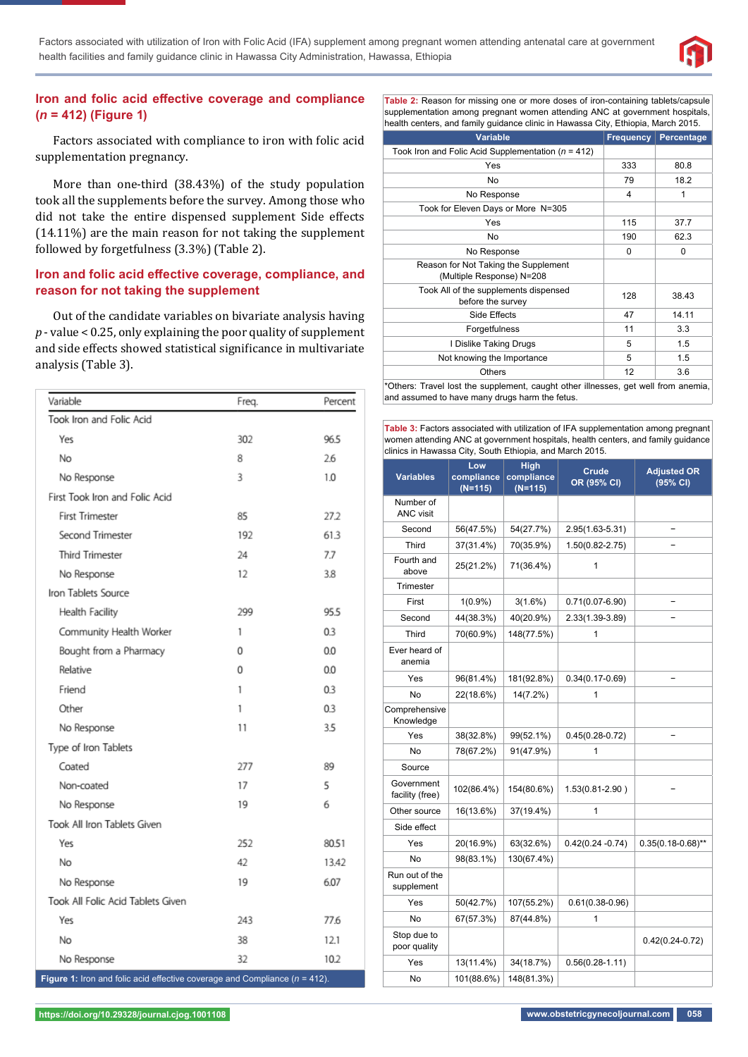## Iron and folic acid effective coverage and compliance ($n$ = 412) (Figure 1)

Factors associated with compliance to iron with folic acid supplementation pregnancy.

More than one-third (38.43%) of the study population took all the supplements before the survey. Among those who did not take the entire dispensed supplement Side effects (14.11%) are the main reason for not taking the supplement followed by forgetfulness (3.3%) (Table 2).

## Iron and folic acid effective coverage, compliance, and reason for not taking the supplement

Out of the candidate variables on bivariate analysis having $p$ - value < 0.25, only explaining the poor quality of supplement and side effects showed statistical significance in multivariate analysis (Table 3).

| Variable | Freq. | Percent |
|---|---|---|
| Took Iron and Folic Acid | | |
| Yes | 302 | 96.5 |
| No | 8 | 2.6 |
| No Response | 3 | 1.0 |
| First Took Iron and Folic Acid | | |
| First Trimester | 85 | 27.2 |
| Second Trimester | 192 | 61.3 |
| Third Trimester | 24 | 7.7 |
| No Response | 12 | 3.8 |
| Iron Tablets Source | | |
| Health Facility | 299 | 95.5 |
| Community Health Worker | 1 | 0.3 |
| Bought from a Pharmacy | 0 | 0.0 |
| Relative | 0 | 0.0 |
| Friend | 1 | 0.3 |
| Other | 1 | 0.3 |
| No Response | 11 | 3.5 |
| Type of Iron Tablets | | |
| Coated | 277 | 89 |
| Non-coated | 17 | 5 |
| No Response | 19 | 6 |
| Took All Iron Tablets Given | | |
| Yes | 252 | 80.51 |
| No | 42 | 13.42 |
| No Response | 19 | 6.07 |
| Took All Folic Acid Tablets Given | | |
| Yes | 243 | 77.6 |
| No | 38 | 12.1 |
| No Response | 32 | 10.2 |

**Figure 1:** Iron and folic acid effective coverage and Compliance ($n$ = 412).

**Table 2:** Reason for missing one or more doses of iron-containing tablets/capsule supplementation among pregnant women attending ANC at government hospitals, health centers, and family guidance clinic in Hawassa City, Ethiopia, March 2015.

| Variable | Frequency | Percentage |
|---|---|---|
| Took Iron and Folic Acid Supplementation ($n$ = 412) | | |
| Yes | 333 | 80.8 |
| No | 79 | 18.2 |
| No Response | 4 | 1 |
| Took for Eleven Days or More N=305 | | |
| Yes | 115 | 37.7 |
| No | 190 | 62.3 |
| No Response | 0 | 0 |
| Reason for Not Taking the Supplement (Multiple Response) N=208 | | |
| Took All of the supplements dispensed before the survey | 128 | 38.43 |
| Side Effects | 47 | 14.11 |
| Forgetfulness | 11 | 3.3 |
| I Dislike Taking Drugs | 5 | 1.5 |
| Not knowing the Importance | 5 | 1.5 |
| Others | 12 | 3.6 |

*Others: Travel lost the supplement, caught other illnesses, get well from anemia, and assumed to have many drugs harm the fetus.

**Table 3:** Factors associated with utilization of IFA supplementation among pregnant women attending ANC at government hospitals, health centers, and family guidance clinics in Hawassa City, South Ethiopia, and March 2015.

| Variables | Low compliance (N=115) | High compliance (N=115) | Crude OR (95% CI) | Adjusted OR (95% CI) |
|---|---|---|---|---|
| Number of ANC visit | | | | |
| Second | 56(47.5%) | 54(27.7%) | 2.95(1.63-5.31) | – |
| Third | 37(31.4%) | 70(35.9%) | 1.50(0.82-2.75) | – |
| Fourth and above | 25(21.2%) | 71(36.4%) | 1 | |
| Trimester | | | | |
| First | 1(0.9%) | 3(1.6%) | 0.71(0.07-6.90) | – |
| Second | 44(38.3%) | 40(20.9%) | 2.33(1.39-3.89) | – |
| Third | 70(60.9%) | 148(77.5%) | 1 | |
| Ever heard of anemia | | | | |
| Yes | 96(81.4%) | 181(92.8%) | 0.34(0.17-0.69) | – |
| No | 22(18.6%) | 14(7.2%) | 1 | |
| Comprehensive Knowledge | | | | |
| Yes | 38(32.8%) | 99(52.1%) | 0.45(0.28-0.72) | – |
| No | 78(67.2%) | 91(47.9%) | 1 | |
| Source | | | | |
| Government facility (free) | 102(86.4%) | 154(80.6%) | 1.53(0.81-2.90 ) | – |
| Other source | 16(13.6%) | 37(19.4%) | 1 | |
| Side effect | | | | |
| Yes | 20(16.9%) | 63(32.6%) | 0.42(0.24 -0.74) | 0.35(0.18-0.68)** |
| No | 98(83.1%) | 130(67.4%) | | |
| Run out of the supplement | | | | |
| Yes | 50(42.7%) | 107(55.2%) | 0.61(0.38-0.96) | |
| No | 67(57.3%) | 87(44.8%) | 1 | |
| Stop due to poor quality | | | | 0.42(0.24-0.72) |
| Yes | 13(11.4%) | 34(18.7%) | 0.56(0.28-1.11) | |
| No | 101(88.6%) | 148(81.3%) | | |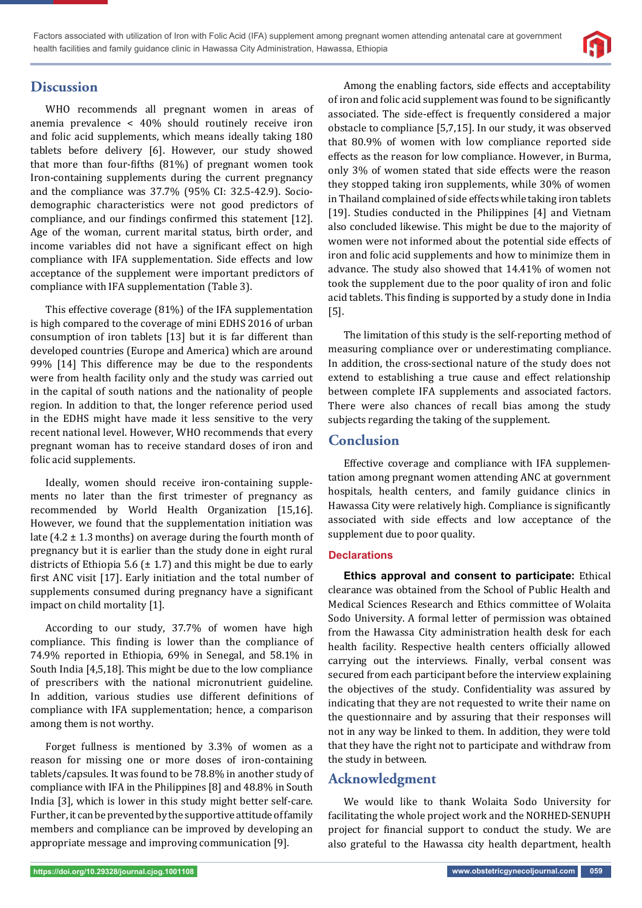## Discussion

WHO recommends all pregnant women in areas of anemia prevalence < 40% should routinely receive iron and folic acid supplements, which means ideally taking 180 tablets before delivery [6]. However, our study showed that more than four-fifths (81%) of pregnant women took Iron-containing supplements during the current pregnancy and the compliance was 37.7% (95% CI: 32.5-42.9). Socio-demographic characteristics were not good predictors of compliance, and our findings confirmed this statement [12]. Age of the woman, current marital status, birth order, and income variables did not have a significant effect on high compliance with IFA supplementation. Side effects and low acceptance of the supplement were important predictors of compliance with IFA supplementation (Table 3).

This effective coverage (81%) of the IFA supplementation is high compared to the coverage of mini EDHS 2016 of urban consumption of iron tablets [13] but it is far different than developed countries (Europe and America) which are around 99% [14] This difference may be due to the respondents were from health facility only and the study was carried out in the capital of south nations and the nationality of people region. In addition to that, the longer reference period used in the EDHS might have made it less sensitive to the very recent national level. However, WHO recommends that every pregnant woman has to receive standard doses of iron and folic acid supplements.

Ideally, women should receive iron-containing supplements no later than the first trimester of pregnancy as recommended by World Health Organization [15,16]. However, we found that the supplementation initiation was late (4.2 ± 1.3 months) on average during the fourth month of pregnancy but it is earlier than the study done in eight rural districts of Ethiopia 5.6 (± 1.7) and this might be due to early first ANC visit [17]. Early initiation and the total number of supplements consumed during pregnancy have a significant impact on child mortality [1].

According to our study, 37.7% of women have high compliance. This finding is lower than the compliance of 74.9% reported in Ethiopia, 69% in Senegal, and 58.1% in South India [4,5,18]. This might be due to the low compliance of prescribers with the national micronutrient guideline. In addition, various studies use different definitions of compliance with IFA supplementation; hence, a comparison among them is not worthy.

Forget fullness is mentioned by 3.3% of women as a reason for missing one or more doses of iron-containing tablets/capsules. It was found to be 78.8% in another study of compliance with IFA in the Philippines [8] and 48.8% in South India [3], which is lower in this study might better self-care. Further, it can be prevented by the supportive attitude of family members and compliance can be improved by developing an appropriate message and improving communication [9].

Among the enabling factors, side effects and acceptability of iron and folic acid supplement was found to be significantly associated. The side-effect is frequently considered a major obstacle to compliance [5,7,15]. In our study, it was observed that 80.9% of women with low compliance reported side effects as the reason for low compliance. However, in Burma, only 3% of women stated that side effects were the reason they stopped taking iron supplements, while 30% of women in Thailand complained of side effects while taking iron tablets [19]. Studies conducted in the Philippines [4] and Vietnam also concluded likewise. This might be due to the majority of women were not informed about the potential side effects of iron and folic acid supplements and how to minimize them in advance. The study also showed that 14.41% of women not took the supplement due to the poor quality of iron and folic acid tablets. This finding is supported by a study done in India [5].

The limitation of this study is the self-reporting method of measuring compliance over or underestimating compliance. In addition, the cross-sectional nature of the study does not extend to establishing a true cause and effect relationship between complete IFA supplements and associated factors. There were also chances of recall bias among the study subjects regarding the taking of the supplement.

## Conclusion

Effective coverage and compliance with IFA supplementation among pregnant women attending ANC at government hospitals, health centers, and family guidance clinics in Hawassa City were relatively high. Compliance is significantly associated with side effects and low acceptance of the supplement due to poor quality.

### Declarations

**Ethics approval and consent to participate:** Ethical clearance was obtained from the School of Public Health and Medical Sciences Research and Ethics committee of Wolaita Sodo University. A formal letter of permission was obtained from the Hawassa City administration health desk for each health facility. Respective health centers officially allowed carrying out the interviews. Finally, verbal consent was secured from each participant before the interview explaining the objectives of the study. Confidentiality was assured by indicating that they are not requested to write their name on the questionnaire and by assuring that their responses will not in any way be linked to them. In addition, they were told that they have the right not to participate and withdraw from the study in between.

## Acknowledgment

We would like to thank Wolaita Sodo University for facilitating the whole project work and the NORHED-SENUPH project for financial support to conduct the study. We are also grateful to the Hawassa city health department, health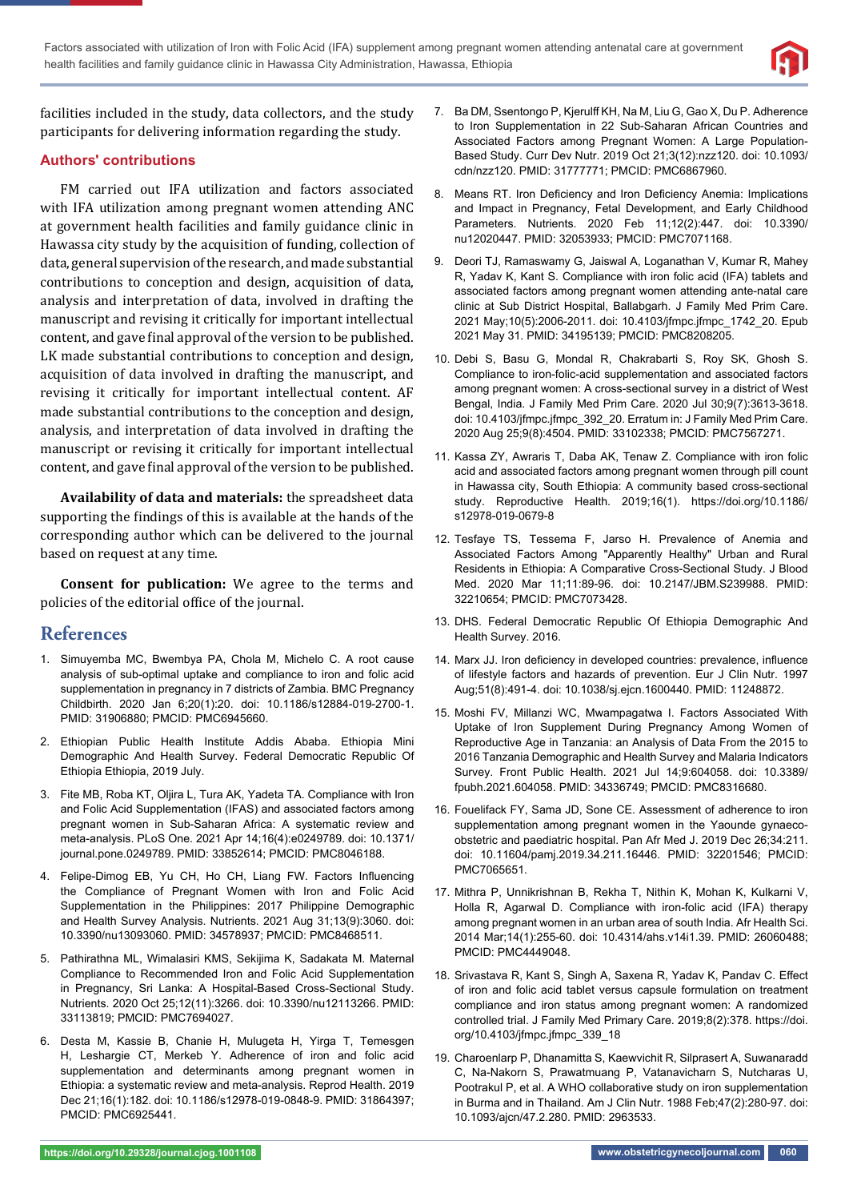facilities included in the study, data collectors, and the study participants for delivering information regarding the study.

### Authors' contributions

FM carried out IFA utilization and factors associated with IFA utilization among pregnant women attending ANC at government health facilities and family guidance clinic in Hawassa city study by the acquisition of funding, collection of data, general supervision of the research, and made substantial contributions to conception and design, acquisition of data, analysis and interpretation of data, involved in drafting the manuscript and revising it critically for important intellectual content, and gave final approval of the version to be published. LK made substantial contributions to conception and design, acquisition of data involved in drafting the manuscript, and revising it critically for important intellectual content. AF made substantial contributions to the conception and design, analysis, and interpretation of data involved in drafting the manuscript or revising it critically for important intellectual content, and gave final approval of the version to be published.

**Availability of data and materials:** the spreadsheet data supporting the findings of this is available at the hands of the corresponding author which can be delivered to the journal based on request at any time.

**Consent for publication:** We agree to the terms and policies of the editorial office of the journal.

## References

1. Simuyemba MC, Bwembya PA, Chola M, Michelo C. A root cause analysis of sub-optimal uptake and compliance to iron and folic acid supplementation in pregnancy in 7 districts of Zambia. BMC Pregnancy Childbirth. 2020 Jan 6;20(1):20. doi: 10.1186/s12884-019-2700-1. PMID: 31906880; PMCID: PMC6945660.
2. Ethiopian Public Health Institute Addis Ababa. Ethiopia Mini Demographic And Health Survey. Federal Democratic Republic Of Ethiopia Ethiopia, 2019 July.
3. Fite MB, Roba KT, Oljira L, Tura AK, Yadeta TA. Compliance with Iron and Folic Acid Supplementation (IFAS) and associated factors among pregnant women in Sub-Saharan Africa: A systematic review and meta-analysis. PLoS One. 2021 Apr 14;16(4):e0249789. doi: 10.1371/journal.pone.0249789. PMID: 33852614; PMCID: PMC8046188.
4. Felipe-Dimog EB, Yu CH, Ho CH, Liang FW. Factors Influencing the Compliance of Pregnant Women with Iron and Folic Acid Supplementation in the Philippines: 2017 Philippine Demographic and Health Survey Analysis. Nutrients. 2021 Aug 31;13(9):3060. doi: 10.3390/nu13093060. PMID: 34578937; PMCID: PMC8468511.
5. Pathirathna ML, Wimalasiri KMS, Sekijima K, Sadakata M. Maternal Compliance to Recommended Iron and Folic Acid Supplementation in Pregnancy, Sri Lanka: A Hospital-Based Cross-Sectional Study. Nutrients. 2020 Oct 25;12(11):3266. doi: 10.3390/nu12113266. PMID: 33113819; PMCID: PMC7694027.
6. Desta M, Kassie B, Chanie H, Mulugeta H, Yirga T, Temesgen H, Leshargie CT, Merkeb Y. Adherence of iron and folic acid supplementation and determinants among pregnant women in Ethiopia: a systematic review and meta-analysis. Reprod Health. 2019 Dec 21;16(1):182. doi: 10.1186/s12978-019-0848-9. PMID: 31864397; PMCID: PMC6925441.
7. Ba DM, Ssentongo P, Kjerulff KH, Na M, Liu G, Gao X, Du P. Adherence to Iron Supplementation in 22 Sub-Saharan African Countries and Associated Factors among Pregnant Women: A Large Population-Based Study. Curr Dev Nutr. 2019 Oct 21;3(12):nzz120. doi: 10.1093/cdn/nzz120. PMID: 31777771; PMCID: PMC6867960.
8. Means RT. Iron Deficiency and Iron Deficiency Anemia: Implications and Impact in Pregnancy, Fetal Development, and Early Childhood Parameters. Nutrients. 2020 Feb 11;12(2):447. doi: 10.3390/nu12020447. PMID: 32053933; PMCID: PMC7071168.
9. Deori TJ, Ramaswamy G, Jaiswal A, Loganathan V, Kumar R, Mahey R, Yadav K, Kant S. Compliance with iron folic acid (IFA) tablets and associated factors among pregnant women attending ante-natal care clinic at Sub District Hospital, Ballabgarh. J Family Med Prim Care. 2021 May;10(5):2006-2011. doi: 10.4103/jfmpc.jfmpc_1742_20. Epub 2021 May 31. PMID: 34195139; PMCID: PMC8208205.
10. Debi S, Basu G, Mondal R, Chakrabarti S, Roy SK, Ghosh S. Compliance to iron-folic-acid supplementation and associated factors among pregnant women: A cross-sectional survey in a district of West Bengal, India. J Family Med Prim Care. 2020 Jul 30;9(7):3613-3618. doi: 10.4103/jfmpc.jfmpc_392_20. Erratum in: J Family Med Prim Care. 2020 Aug 25;9(8):4504. PMID: 33102338; PMCID: PMC7567271.
11. Kassa ZY, Awraris T, Daba AK, Tenaw Z. Compliance with iron folic acid and associated factors among pregnant women through pill count in Hawassa city, South Ethiopia: A community based cross-sectional study. Reproductive Health. 2019;16(1). https://doi.org/10.1186/s12978-019-0679-8
12. Tesfaye TS, Tessema F, Jarso H. Prevalence of Anemia and Associated Factors Among "Apparently Healthy" Urban and Rural Residents in Ethiopia: A Comparative Cross-Sectional Study. J Blood Med. 2020 Mar 11;11:89-96. doi: 10.2147/JBM.S239988. PMID: 32210654; PMCID: PMC7073428.
13. DHS. Federal Democratic Republic Of Ethiopia Demographic And Health Survey. 2016.
14. Marx JJ. Iron deficiency in developed countries: prevalence, influence of lifestyle factors and hazards of prevention. Eur J Clin Nutr. 1997 Aug;51(8):491-4. doi: 10.1038/sj.ejcn.1600440. PMID: 11248872.
15. Moshi FV, Millanzi WC, Mwampagatwa I. Factors Associated With Uptake of Iron Supplement During Pregnancy Among Women of Reproductive Age in Tanzania: an Analysis of Data From the 2015 to 2016 Tanzania Demographic and Health Survey and Malaria Indicators Survey. Front Public Health. 2021 Jul 14;9:604058. doi: 10.3389/fpubh.2021.604058. PMID: 34336749; PMCID: PMC8316680.
16. Fouelifack FY, Sama JD, Sone CE. Assessment of adherence to iron supplementation among pregnant women in the Yaounde gynaeco-obstetric and paediatric hospital. Pan Afr Med J. 2019 Dec 26;34:211. doi: 10.11604/pamj.2019.34.211.16446. PMID: 32201546; PMCID: PMC7065651.
17. Mithra P, Unnikrishnan B, Rekha T, Nithin K, Mohan K, Kulkarni V, Holla R, Agarwal D. Compliance with iron-folic acid (IFA) therapy among pregnant women in an urban area of south India. Afr Health Sci. 2014 Mar;14(1):255-60. doi: 10.4314/ahs.v14i1.39. PMID: 26060488; PMCID: PMC4449048.
18. Srivastava R, Kant S, Singh A, Saxena R, Yadav K, Pandav C. Effect of iron and folic acid tablet versus capsule formulation on treatment compliance and iron status among pregnant women: A randomized controlled trial. J Family Med Primary Care. 2019;8(2):378. https://doi.org/10.4103/jfmpc.jfmpc_339_18
19. Charoenlarp P, Dhanamitta S, Kaewvichit R, Silprasert A, Suwanaradd C, Na-Nakorn S, Prawatmuang P, Vatanavicharn S, Nutcharas U, Pootrakul P, et al. A WHO collaborative study on iron supplementation in Burma and in Thailand. Am J Clin Nutr. 1988 Feb;47(2):280-97. doi: 10.1093/ajcn/47.2.280. PMID: 2963533.